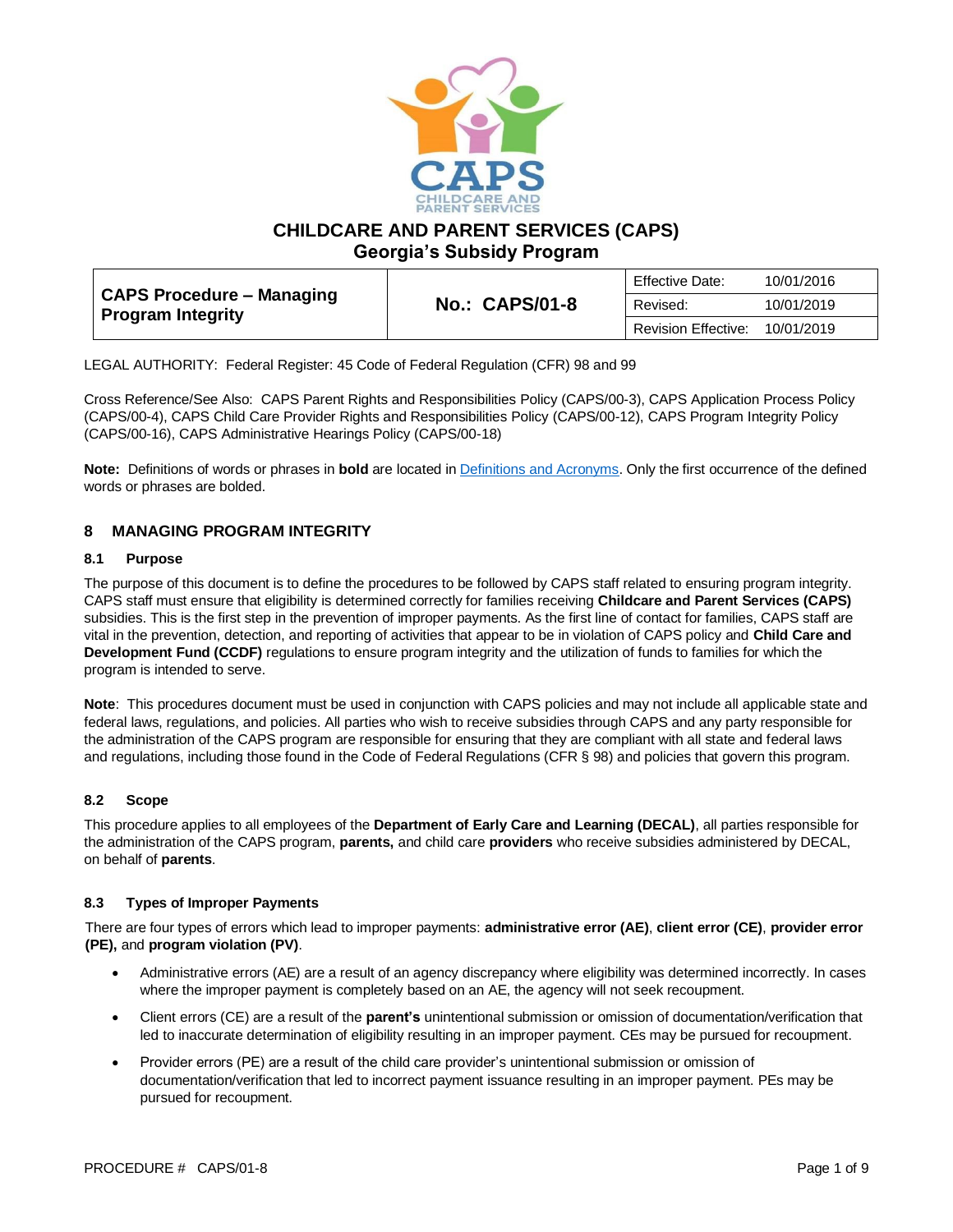# CHILDCARE AND PARENT SERVICES (CAPS)
## Georgia's Subsidy Program

| CAPS Procedure – Managing Program Integrity | No.: CAPS/01-8 | Effective Date: | 10/01/2016 |
|---|---|---|---|
| | | Revised: | 10/01/2019 |
| | | Revision Effective: | 10/01/2019 |

LEGAL AUTHORITY: Federal Register: 45 Code of Federal Regulation (CFR) 98 and 99

Cross Reference/See Also: CAPS Parent Rights and Responsibilities Policy (CAPS/00-3), CAPS Application Process Policy (CAPS/00-4), CAPS Child Care Provider Rights and Responsibilities Policy (CAPS/00-12), CAPS Program Integrity Policy (CAPS/00-16), CAPS Administrative Hearings Policy (CAPS/00-18)

**Note:** Definitions of words or phrases in **bold** are located in Definitions and Acronyms. Only the first occurrence of the defined words or phrases are bolded.

## 8 MANAGING PROGRAM INTEGRITY

### 8.1 Purpose

The purpose of this document is to define the procedures to be followed by CAPS staff related to ensuring program integrity. CAPS staff must ensure that eligibility is determined correctly for families receiving **Childcare and Parent Services (CAPS)** subsidies. This is the first step in the prevention of improper payments. As the first line of contact for families, CAPS staff are vital in the prevention, detection, and reporting of activities that appear to be in violation of CAPS policy and **Child Care and Development Fund (CCDF)** regulations to ensure program integrity and the utilization of funds to families for which the program is intended to serve.

**Note**: This procedures document must be used in conjunction with CAPS policies and may not include all applicable state and federal laws, regulations, and policies. All parties who wish to receive subsidies through CAPS and any party responsible for the administration of the CAPS program are responsible for ensuring that they are compliant with all state and federal laws and regulations, including those found in the Code of Federal Regulations (CFR § 98) and policies that govern this program.

### 8.2 Scope

This procedure applies to all employees of the **Department of Early Care and Learning (DECAL)**, all parties responsible for the administration of the CAPS program, **parents,** and child care **providers** who receive subsidies administered by DECAL, on behalf of **parents**.

### 8.3 Types of Improper Payments

There are four types of errors which lead to improper payments: **administrative error (AE)**, **client error (CE)**, **provider error (PE),** and **program violation (PV)**.

- Administrative errors (AE) are a result of an agency discrepancy where eligibility was determined incorrectly. In cases where the improper payment is completely based on an AE, the agency will not seek recoupment.
- Client errors (CE) are a result of the **parent's** unintentional submission or omission of documentation/verification that led to inaccurate determination of eligibility resulting in an improper payment. CEs may be pursued for recoupment.
- Provider errors (PE) are a result of the child care provider's unintentional submission or omission of documentation/verification that led to incorrect payment issuance resulting in an improper payment. PEs may be pursued for recoupment.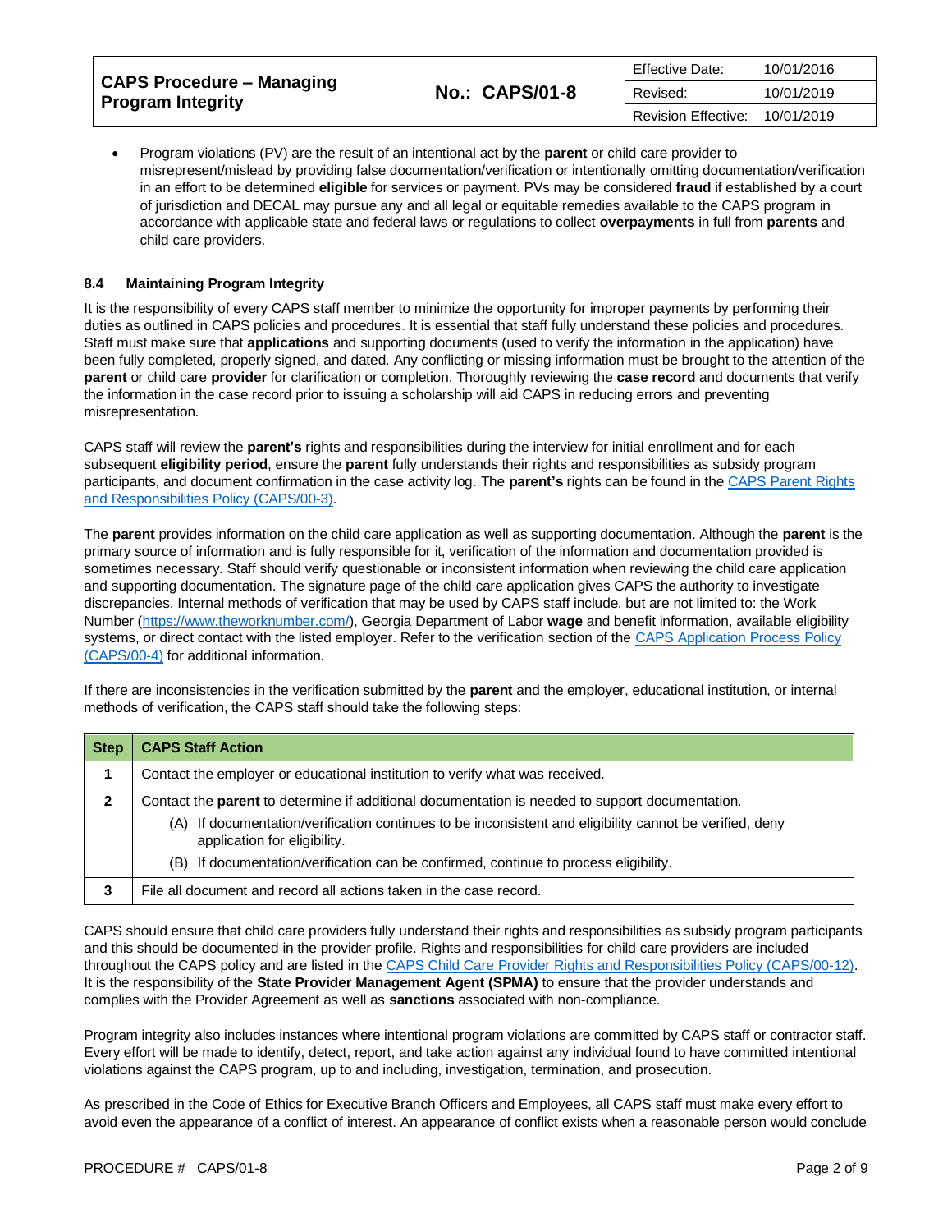- Program violations (PV) are the result of an intentional act by the **parent** or child care provider to misrepresent/mislead by providing false documentation/verification or intentionally omitting documentation/verification in an effort to be determined **eligible** for services or payment. PVs may be considered **fraud** if established by a court of jurisdiction and DECAL may pursue any and all legal or equitable remedies available to the CAPS program in accordance with applicable state and federal laws or regulations to collect **overpayments** in full from **parents** and child care providers.

### 8.4 Maintaining Program Integrity

It is the responsibility of every CAPS staff member to minimize the opportunity for improper payments by performing their duties as outlined in CAPS policies and procedures. It is essential that staff fully understand these policies and procedures. Staff must make sure that **applications** and supporting documents (used to verify the information in the application) have been fully completed, properly signed, and dated. Any conflicting or missing information must be brought to the attention of the **parent** or child care **provider** for clarification or completion. Thoroughly reviewing the **case record** and documents that verify the information in the case record prior to issuing a scholarship will aid CAPS in reducing errors and preventing misrepresentation.

CAPS staff will review the **parent's** rights and responsibilities during the interview for initial enrollment and for each subsequent **eligibility period**, ensure the **parent** fully understands their rights and responsibilities as subsidy program participants, and document confirmation in the case activity log. The **parent's** rights can be found in the [CAPS Parent Rights and Responsibilities Policy (CAPS/00-3)](#).

The **parent** provides information on the child care application as well as supporting documentation. Although the **parent** is the primary source of information and is fully responsible for it, verification of the information and documentation provided is sometimes necessary. Staff should verify questionable or inconsistent information when reviewing the child care application and supporting documentation. The signature page of the child care application gives CAPS the authority to investigate discrepancies. Internal methods of verification that may be used by CAPS staff include, but are not limited to: the Work Number (https://www.theworknumber.com/), Georgia Department of Labor **wage** and benefit information, available eligibility systems, or direct contact with the listed employer. Refer to the verification section of the [CAPS Application Process Policy (CAPS/00-4)](#) for additional information.

If there are inconsistencies in the verification submitted by the **parent** and the employer, educational institution, or internal methods of verification, the CAPS staff should take the following steps:

| Step | CAPS Staff Action |
|---|---|
| **1** | Contact the employer or educational institution to verify what was received. |
| **2** | Contact the **parent** to determine if additional documentation is needed to support documentation.<br>(A) If documentation/verification continues to be inconsistent and eligibility cannot be verified, deny application for eligibility.<br>(B) If documentation/verification can be confirmed, continue to process eligibility. |
| **3** | File all document and record all actions taken in the case record. |

CAPS should ensure that child care providers fully understand their rights and responsibilities as subsidy program participants and this should be documented in the provider profile. Rights and responsibilities for child care providers are included throughout the CAPS policy and are listed in the [CAPS Child Care Provider Rights and Responsibilities Policy (CAPS/00-12)](#). It is the responsibility of the **State Provider Management Agent (SPMA)** to ensure that the provider understands and complies with the Provider Agreement as well as **sanctions** associated with non-compliance.

Program integrity also includes instances where intentional program violations are committed by CAPS staff or contractor staff. Every effort will be made to identify, detect, report, and take action against any individual found to have committed intentional violations against the CAPS program, up to and including, investigation, termination, and prosecution.

As prescribed in the Code of Ethics for Executive Branch Officers and Employees, all CAPS staff must make every effort to avoid even the appearance of a conflict of interest. An appearance of conflict exists when a reasonable person would conclude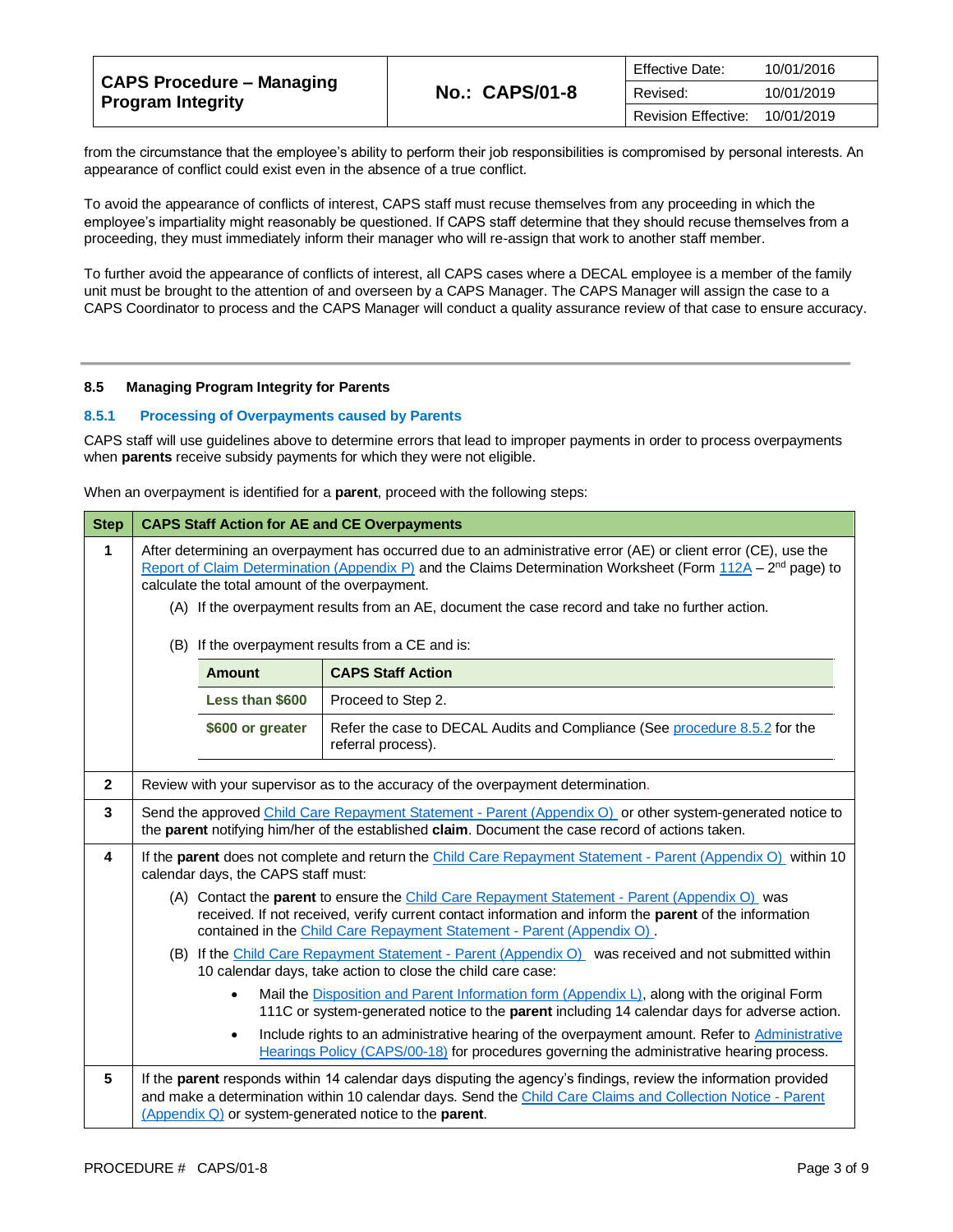from the circumstance that the employee's ability to perform their job responsibilities is compromised by personal interests. An appearance of conflict could exist even in the absence of a true conflict.

To avoid the appearance of conflicts of interest, CAPS staff must recuse themselves from any proceeding in which the employee's impartiality might reasonably be questioned. If CAPS staff determine that they should recuse themselves from a proceeding, they must immediately inform their manager who will re-assign that work to another staff member.

To further avoid the appearance of conflicts of interest, all CAPS cases where a DECAL employee is a member of the family unit must be brought to the attention of and overseen by a CAPS Manager. The CAPS Manager will assign the case to a CAPS Coordinator to process and the CAPS Manager will conduct a quality assurance review of that case to ensure accuracy.

## 8.5 Managing Program Integrity for Parents

### 8.5.1 Processing of Overpayments caused by Parents

CAPS staff will use guidelines above to determine errors that lead to improper payments in order to process overpayments when **parents** receive subsidy payments for which they were not eligible.

When an overpayment is identified for a **parent**, proceed with the following steps:

| Step | CAPS Staff Action for AE and CE Overpayments |
|---|---|
| 1 | After determining an overpayment has occurred due to an administrative error (AE) or client error (CE), use the Report of Claim Determination (Appendix P) and the Claims Determination Worksheet (Form 112A – 2nd page) to calculate the total amount of the overpayment.<br>(A) If the overpayment results from an AE, document the case record and take no further action.<br>(B) If the overpayment results from a CE and is:<br>**Less than $600**: Proceed to Step 2.<br>**$600 or greater**: Refer the case to DECAL Audits and Compliance (See procedure 8.5.2 for the referral process). |
| 2 | Review with your supervisor as to the accuracy of the overpayment determination. |
| 3 | Send the approved Child Care Repayment Statement - Parent (Appendix O) or other system-generated notice to the **parent** notifying him/her of the established **claim**. Document the case record of actions taken. |
| 4 | If the **parent** does not complete and return the Child Care Repayment Statement - Parent (Appendix O) within 10 calendar days, the CAPS staff must:<br>(A) Contact the **parent** to ensure the Child Care Repayment Statement - Parent (Appendix O) was received. If not received, verify current contact information and inform the **parent** of the information contained in the Child Care Repayment Statement - Parent (Appendix O).<br>(B) If the Child Care Repayment Statement - Parent (Appendix O) was received and not submitted within 10 calendar days, take action to close the child care case:<br>• Mail the Disposition and Parent Information form (Appendix L), along with the original Form 111C or system-generated notice to the **parent** including 14 calendar days for adverse action.<br>• Include rights to an administrative hearing of the overpayment amount. Refer to Administrative Hearings Policy (CAPS/00-18) for procedures governing the administrative hearing process. |
| 5 | If the **parent** responds within 14 calendar days disputing the agency's findings, review the information provided and make a determination within 10 calendar days. Send the Child Care Claims and Collection Notice - Parent (Appendix Q) or system-generated notice to the **parent**. |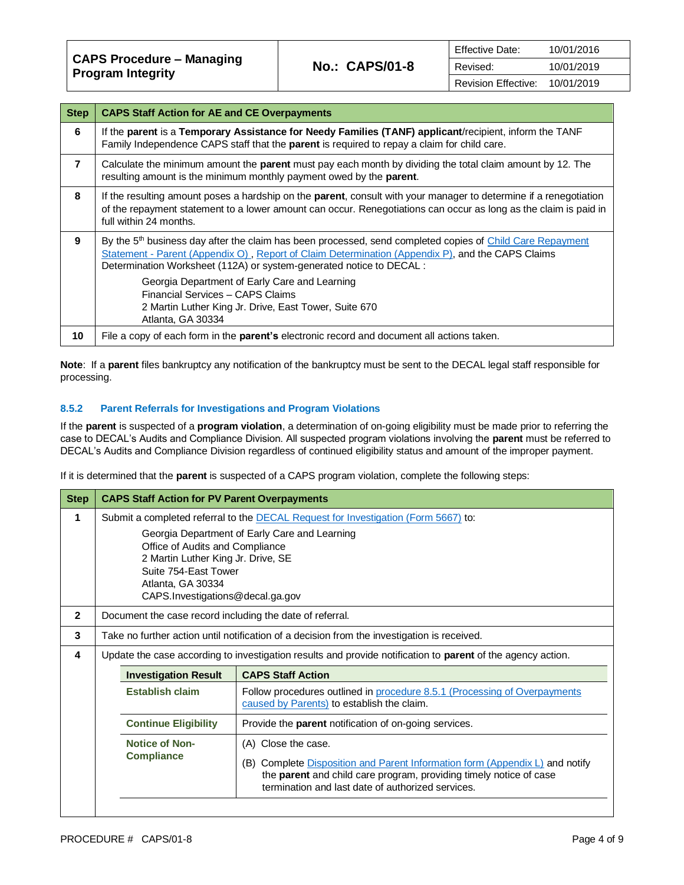| Step | CAPS Staff Action for AE and CE Overpayments |
|---|---|
| 6 | If the **parent** is a **Temporary Assistance for Needy Families (TANF) applicant**/recipient, inform the TANF Family Independence CAPS staff that the **parent** is required to repay a claim for child care. |
| 7 | Calculate the minimum amount the **parent** must pay each month by dividing the total claim amount by 12. The resulting amount is the minimum monthly payment owed by the **parent**. |
| 8 | If the resulting amount poses a hardship on the **parent**, consult with your manager to determine if a renegotiation of the repayment statement to a lower amount can occur. Renegotiations can occur as long as the claim is paid in full within 24 months. |
| 9 | By the 5th business day after the claim has been processed, send completed copies of Child Care Repayment Statement - Parent (Appendix O) , Report of Claim Determination (Appendix P), and the CAPS Claims Determination Worksheet (112A) or system-generated notice to DECAL :<br><br>Georgia Department of Early Care and Learning<br>Financial Services – CAPS Claims<br>2 Martin Luther King Jr. Drive, East Tower, Suite 670<br>Atlanta, GA 30334 |
| 10 | File a copy of each form in the **parent's** electronic record and document all actions taken. |

**Note**: If a **parent** files bankruptcy any notification of the bankruptcy must be sent to the DECAL legal staff responsible for processing.

### 8.5.2 Parent Referrals for Investigations and Program Violations

If the **parent** is suspected of a **program violation**, a determination of on-going eligibility must be made prior to referring the case to DECAL's Audits and Compliance Division. All suspected program violations involving the **parent** must be referred to DECAL's Audits and Compliance Division regardless of continued eligibility status and amount of the improper payment.

If it is determined that the **parent** is suspected of a CAPS program violation, complete the following steps:

| Step | CAPS Staff Action for PV Parent Overpayments |
|---|---|
| 1 | Submit a completed referral to the DECAL Request for Investigation (Form 5667) to:<br><br>Georgia Department of Early Care and Learning<br>Office of Audits and Compliance<br>2 Martin Luther King Jr. Drive, SE<br>Suite 754-East Tower<br>Atlanta, GA 30334<br>CAPS.Investigations@decal.ga.gov |
| 2 | Document the case record including the date of referral. |
| 3 | Take no further action until notification of a decision from the investigation is received. |
| 4 | Update the case according to investigation results and provide notification to **parent** of the agency action. |

| Investigation Result | CAPS Staff Action |
|---|---|
| **Establish claim** | Follow procedures outlined in procedure 8.5.1 (Processing of Overpayments caused by Parents) to establish the claim. |
| **Continue Eligibility** | Provide the **parent** notification of on-going services. |
| **Notice of Non-Compliance** | (A) Close the case.<br><br>(B) Complete Disposition and Parent Information form (Appendix L) and notify the **parent** and child care program, providing timely notice of case termination and last date of authorized services. |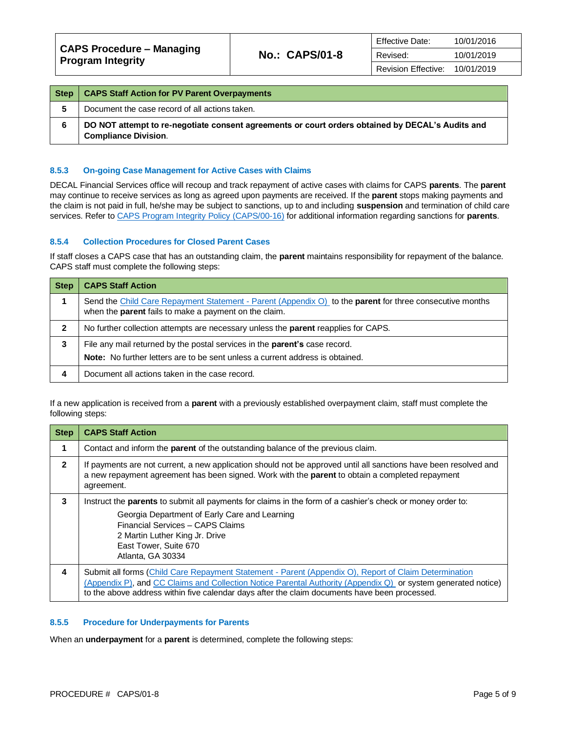| Step | CAPS Staff Action for PV Parent Overpayments |
| --- | --- |
| 5 | Document the case record of all actions taken. |
| 6 | **DO NOT attempt to re-negotiate consent agreements or court orders obtained by DECAL's Audits and Compliance Division**. |

### 8.5.3 On-going Case Management for Active Cases with Claims

DECAL Financial Services office will recoup and track repayment of active cases with claims for CAPS **parents**. The **parent** may continue to receive services as long as agreed upon payments are received. If the **parent** stops making payments and the claim is not paid in full, he/she may be subject to sanctions, up to and including **suspension** and termination of child care services. Refer to CAPS Program Integrity Policy (CAPS/00-16) for additional information regarding sanctions for **parents**.

### 8.5.4 Collection Procedures for Closed Parent Cases

If staff closes a CAPS case that has an outstanding claim, the **parent** maintains responsibility for repayment of the balance. CAPS staff must complete the following steps:

| Step | CAPS Staff Action |
| --- | --- |
| 1 | Send the Child Care Repayment Statement - Parent (Appendix O) to the **parent** for three consecutive months when the **parent** fails to make a payment on the claim. |
| 2 | No further collection attempts are necessary unless the **parent** reapplies for CAPS. |
| 3 | File any mail returned by the postal services in the **parent's** case record.<br>**Note:** No further letters are to be sent unless a current address is obtained. |
| 4 | Document all actions taken in the case record. |

If a new application is received from a **parent** with a previously established overpayment claim, staff must complete the following steps:

| Step | CAPS Staff Action |
| --- | --- |
| 1 | Contact and inform the **parent** of the outstanding balance of the previous claim. |
| 2 | If payments are not current, a new application should not be approved until all sanctions have been resolved and a new repayment agreement has been signed. Work with the **parent** to obtain a completed repayment agreement. |
| 3 | Instruct the **parents** to submit all payments for claims in the form of a cashier's check or money order to:<br>Georgia Department of Early Care and Learning<br>Financial Services – CAPS Claims<br>2 Martin Luther King Jr. Drive<br>East Tower, Suite 670<br>Atlanta, GA 30334 |
| 4 | Submit all forms (Child Care Repayment Statement - Parent (Appendix O), Report of Claim Determination (Appendix P), and CC Claims and Collection Notice Parental Authority (Appendix Q) or system generated notice) to the above address within five calendar days after the claim documents have been processed. |

### 8.5.5 Procedure for Underpayments for Parents

When an **underpayment** for a **parent** is determined, complete the following steps: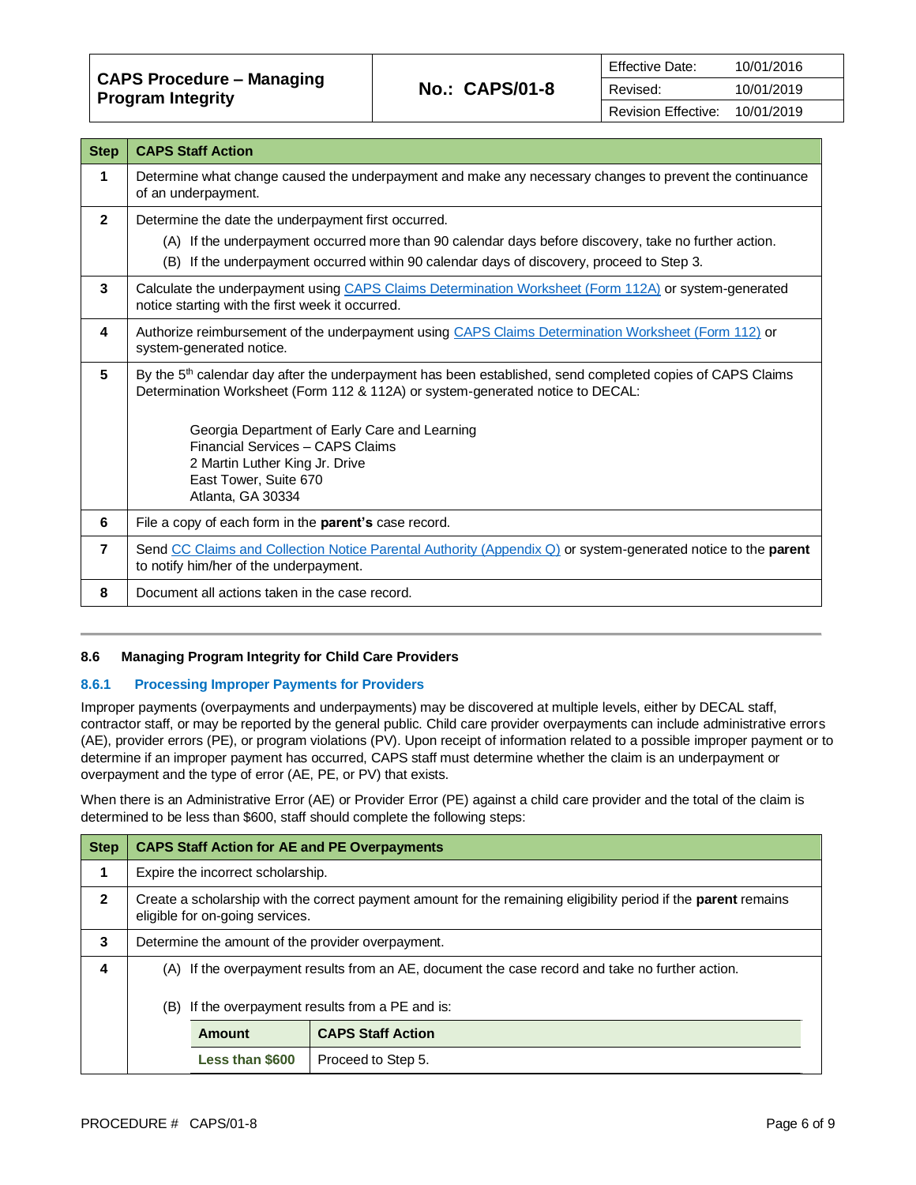| Step | CAPS Staff Action |
|---|---|
| 1 | Determine what change caused the underpayment and make any necessary changes to prevent the continuance of an underpayment. |
| 2 | Determine the date the underpayment first occurred. (A) If the underpayment occurred more than 90 calendar days before discovery, take no further action. (B) If the underpayment occurred within 90 calendar days of discovery, proceed to Step 3. |
| 3 | Calculate the underpayment using CAPS Claims Determination Worksheet (Form 112A) or system-generated notice starting with the first week it occurred. |
| 4 | Authorize reimbursement of the underpayment using CAPS Claims Determination Worksheet (Form 112) or system-generated notice. |
| 5 | By the 5th calendar day after the underpayment has been established, send completed copies of CAPS Claims Determination Worksheet (Form 112 & 112A) or system-generated notice to DECAL: Georgia Department of Early Care and Learning, Financial Services – CAPS Claims, 2 Martin Luther King Jr. Drive, East Tower, Suite 670, Atlanta, GA 30334 |
| 6 | File a copy of each form in the **parent's** case record. |
| 7 | Send CC Claims and Collection Notice Parental Authority (Appendix Q) or system-generated notice to the **parent** to notify him/her of the underpayment. |
| 8 | Document all actions taken in the case record. |

### 8.6 Managing Program Integrity for Child Care Providers

#### 8.6.1 Processing Improper Payments for Providers

Improper payments (overpayments and underpayments) may be discovered at multiple levels, either by DECAL staff, contractor staff, or may be reported by the general public. Child care provider overpayments can include administrative errors (AE), provider errors (PE), or program violations (PV). Upon receipt of information related to a possible improper payment or to determine if an improper payment has occurred, CAPS staff must determine whether the claim is an underpayment or overpayment and the type of error (AE, PE, or PV) that exists.

When there is an Administrative Error (AE) or Provider Error (PE) against a child care provider and the total of the claim is determined to be less than $600, staff should complete the following steps:

| Step | CAPS Staff Action for AE and PE Overpayments |
|---|---|
| 1 | Expire the incorrect scholarship. |
| 2 | Create a scholarship with the correct payment amount for the remaining eligibility period if the **parent** remains eligible for on-going services. |
| 3 | Determine the amount of the provider overpayment. |
| 4 | (A) If the overpayment results from an AE, document the case record and take no further action. (B) If the overpayment results from a PE and is: **Amount:** Less than $600 — **CAPS Staff Action:** Proceed to Step 5. |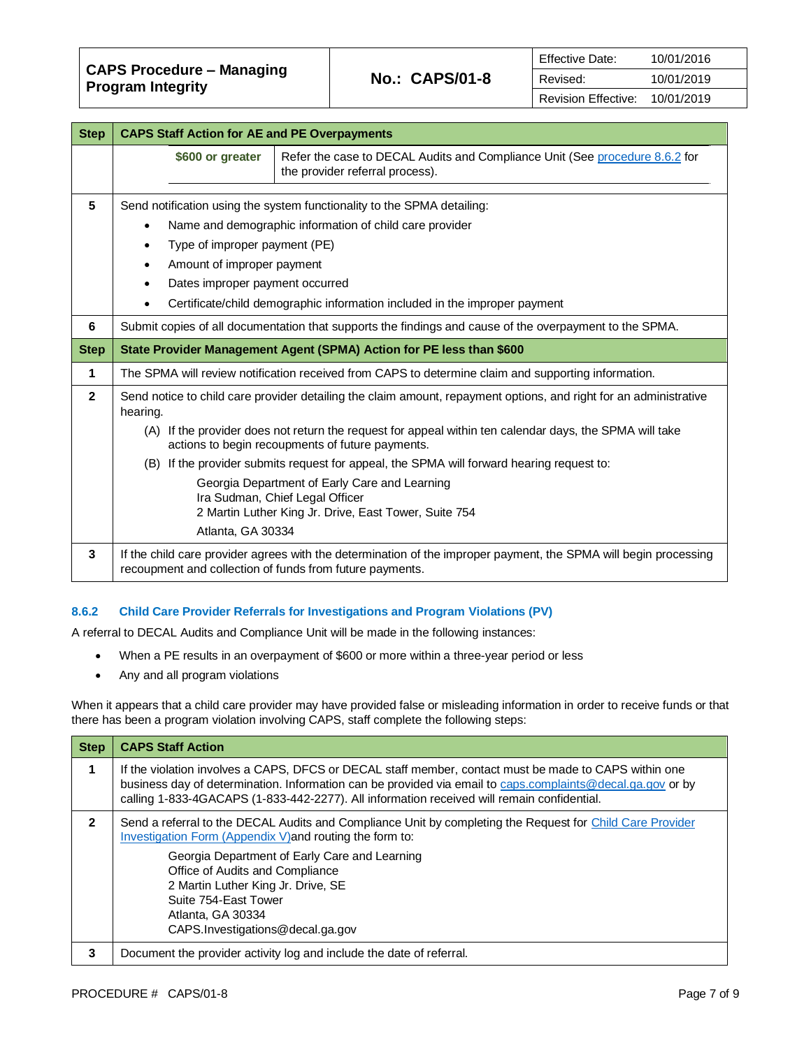| Step | CAPS Staff Action for AE and PE Overpayments |
| --- | --- |
| | **$600 or greater** — Refer the case to DECAL Audits and Compliance Unit (See procedure 8.6.2 for the provider referral process). |
| 5 | Send notification using the system functionality to the SPMA detailing:<br>• Name and demographic information of child care provider<br>• Type of improper payment (PE)<br>• Amount of improper payment<br>• Dates improper payment occurred<br>• Certificate/child demographic information included in the improper payment |
| 6 | Submit copies of all documentation that supports the findings and cause of the overpayment to the SPMA. |
| **Step** | **State Provider Management Agent (SPMA) Action for PE less than $600** |
| 1 | The SPMA will review notification received from CAPS to determine claim and supporting information. |
| 2 | Send notice to child care provider detailing the claim amount, repayment options, and right for an administrative hearing.<br>(A) If the provider does not return the request for appeal within ten calendar days, the SPMA will take actions to begin recoupments of future payments.<br>(B) If the provider submits request for appeal, the SPMA will forward hearing request to:<br>Georgia Department of Early Care and Learning<br>Ira Sudman, Chief Legal Officer<br>2 Martin Luther King Jr. Drive, East Tower, Suite 754<br>Atlanta, GA 30334 |
| 3 | If the child care provider agrees with the determination of the improper payment, the SPMA will begin processing recoupment and collection of funds from future payments. |

### 8.6.2 Child Care Provider Referrals for Investigations and Program Violations (PV)

A referral to DECAL Audits and Compliance Unit will be made in the following instances:

- When a PE results in an overpayment of $600 or more within a three-year period or less
- Any and all program violations

When it appears that a child care provider may have provided false or misleading information in order to receive funds or that there has been a program violation involving CAPS, staff complete the following steps:

| Step | CAPS Staff Action |
| --- | --- |
| 1 | If the violation involves a CAPS, DFCS or DECAL staff member, contact must be made to CAPS within one business day of determination. Information can be provided via email to caps.complaints@decal.ga.gov or by calling 1-833-4GACAPS (1-833-442-2277). All information received will remain confidential. |
| 2 | Send a referral to the DECAL Audits and Compliance Unit by completing the Request for Child Care Provider Investigation Form (Appendix V)and routing the form to:<br>Georgia Department of Early Care and Learning<br>Office of Audits and Compliance<br>2 Martin Luther King Jr. Drive, SE<br>Suite 754-East Tower<br>Atlanta, GA 30334<br>CAPS.Investigations@decal.ga.gov |
| 3 | Document the provider activity log and include the date of referral. |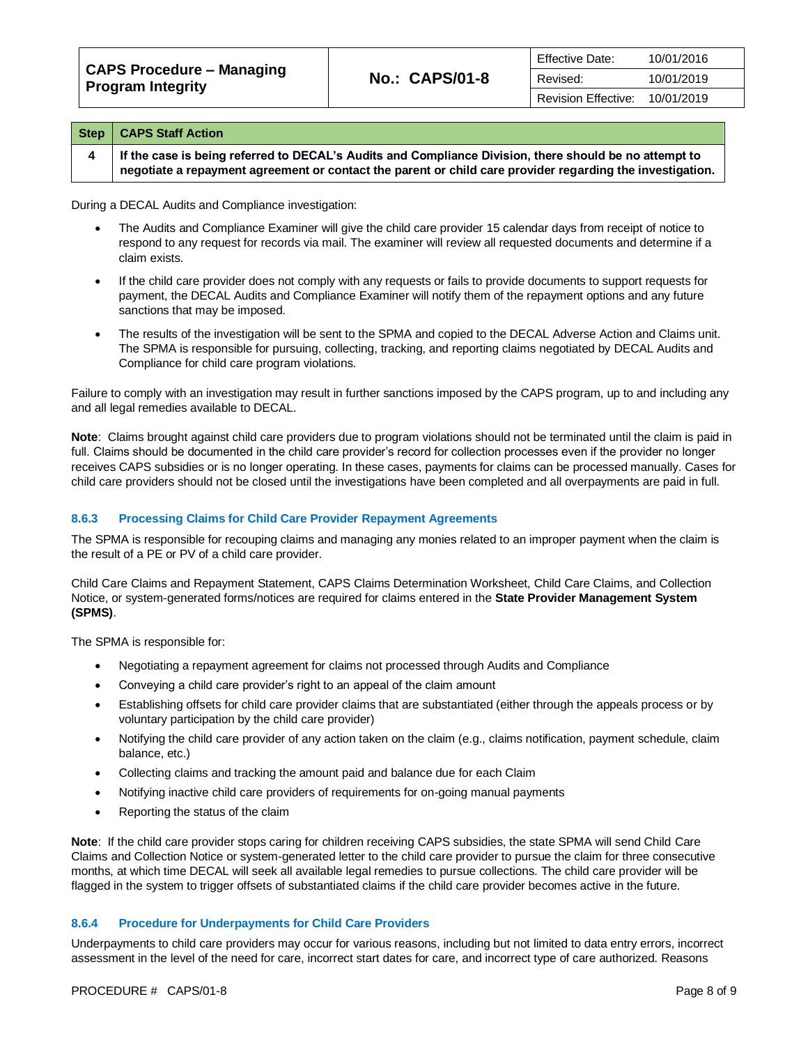| Step | CAPS Staff Action |
|---|---|
| 4 | **If the case is being referred to DECAL's Audits and Compliance Division, there should be no attempt to negotiate a repayment agreement or contact the parent or child care provider regarding the investigation.** |

During a DECAL Audits and Compliance investigation:

- The Audits and Compliance Examiner will give the child care provider 15 calendar days from receipt of notice to respond to any request for records via mail. The examiner will review all requested documents and determine if a claim exists.
- If the child care provider does not comply with any requests or fails to provide documents to support requests for payment, the DECAL Audits and Compliance Examiner will notify them of the repayment options and any future sanctions that may be imposed.
- The results of the investigation will be sent to the SPMA and copied to the DECAL Adverse Action and Claims unit. The SPMA is responsible for pursuing, collecting, tracking, and reporting claims negotiated by DECAL Audits and Compliance for child care program violations.

Failure to comply with an investigation may result in further sanctions imposed by the CAPS program, up to and including any and all legal remedies available to DECAL.

**Note**: Claims brought against child care providers due to program violations should not be terminated until the claim is paid in full. Claims should be documented in the child care provider's record for collection processes even if the provider no longer receives CAPS subsidies or is no longer operating. In these cases, payments for claims can be processed manually. Cases for child care providers should not be closed until the investigations have been completed and all overpayments are paid in full.

### 8.6.3 Processing Claims for Child Care Provider Repayment Agreements

The SPMA is responsible for recouping claims and managing any monies related to an improper payment when the claim is the result of a PE or PV of a child care provider.

Child Care Claims and Repayment Statement, CAPS Claims Determination Worksheet, Child Care Claims, and Collection Notice, or system-generated forms/notices are required for claims entered in the **State Provider Management System (SPMS)**.

The SPMA is responsible for:

- Negotiating a repayment agreement for claims not processed through Audits and Compliance
- Conveying a child care provider's right to an appeal of the claim amount
- Establishing offsets for child care provider claims that are substantiated (either through the appeals process or by voluntary participation by the child care provider)
- Notifying the child care provider of any action taken on the claim (e.g., claims notification, payment schedule, claim balance, etc.)
- Collecting claims and tracking the amount paid and balance due for each Claim
- Notifying inactive child care providers of requirements for on-going manual payments
- Reporting the status of the claim

**Note**: If the child care provider stops caring for children receiving CAPS subsidies, the state SPMA will send Child Care Claims and Collection Notice or system-generated letter to the child care provider to pursue the claim for three consecutive months, at which time DECAL will seek all available legal remedies to pursue collections. The child care provider will be flagged in the system to trigger offsets of substantiated claims if the child care provider becomes active in the future.

### 8.6.4 Procedure for Underpayments for Child Care Providers

Underpayments to child care providers may occur for various reasons, including but not limited to data entry errors, incorrect assessment in the level of the need for care, incorrect start dates for care, and incorrect type of care authorized. Reasons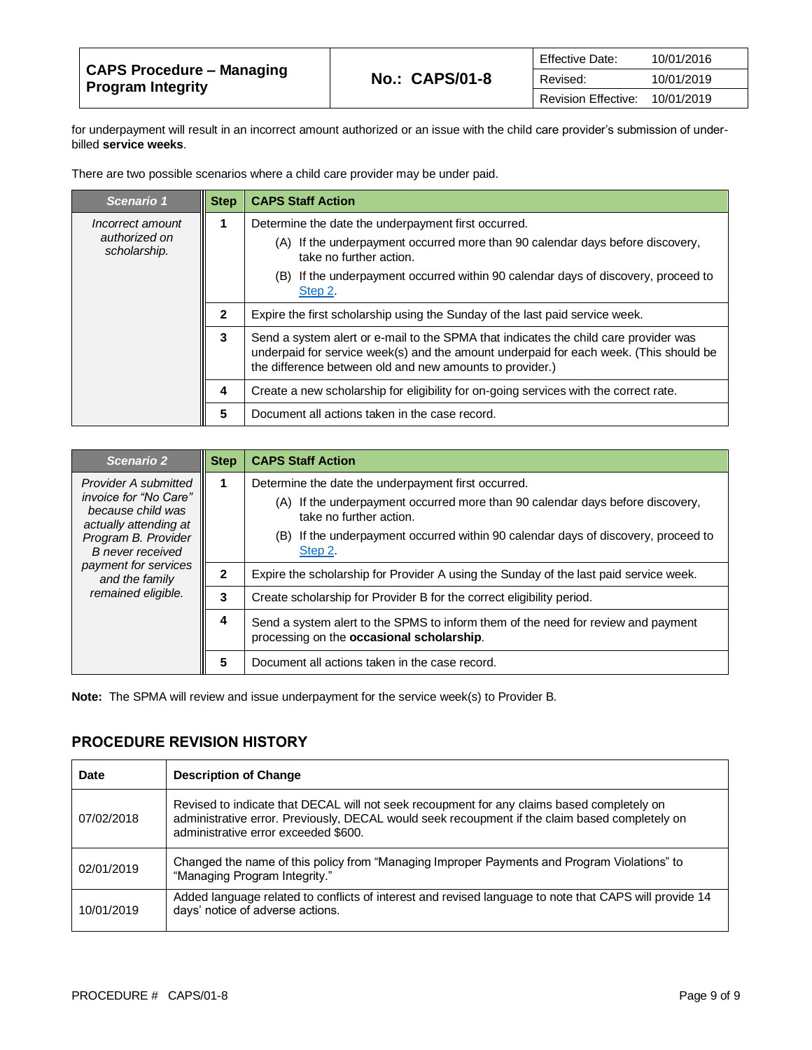for underpayment will result in an incorrect amount authorized or an issue with the child care provider's submission of under-billed **service weeks**.

There are two possible scenarios where a child care provider may be under paid.

| *Scenario 1* | Step | CAPS Staff Action |
|---|---|---|
| *Incorrect amount authorized on scholarship.* | 1 | Determine the date the underpayment first occurred.<br>(A) If the underpayment occurred more than 90 calendar days before discovery, take no further action.<br>(B) If the underpayment occurred within 90 calendar days of discovery, proceed to Step 2. |
| | 2 | Expire the first scholarship using the Sunday of the last paid service week. |
| | 3 | Send a system alert or e-mail to the SPMA that indicates the child care provider was underpaid for service week(s) and the amount underpaid for each week. (This should be the difference between old and new amounts to provider.) |
| | 4 | Create a new scholarship for eligibility for on-going services with the correct rate. |
| | 5 | Document all actions taken in the case record. |

| *Scenario 2* | Step | CAPS Staff Action |
|---|---|---|
| *Provider A submitted invoice for "No Care" because child was actually attending at Program B. Provider B never received payment for services and the family remained eligible.* | 1 | Determine the date the underpayment first occurred.<br>(A) If the underpayment occurred more than 90 calendar days before discovery, take no further action.<br>(B) If the underpayment occurred within 90 calendar days of discovery, proceed to Step 2. |
| | 2 | Expire the scholarship for Provider A using the Sunday of the last paid service week. |
| | 3 | Create scholarship for Provider B for the correct eligibility period. |
| | 4 | Send a system alert to the SPMS to inform them of the need for review and payment processing on the **occasional scholarship**. |
| | 5 | Document all actions taken in the case record. |

**Note:** The SPMA will review and issue underpayment for the service week(s) to Provider B.

## PROCEDURE REVISION HISTORY

| Date | Description of Change |
|---|---|
| 07/02/2018 | Revised to indicate that DECAL will not seek recoupment for any claims based completely on administrative error. Previously, DECAL would seek recoupment if the claim based completely on administrative error exceeded $600. |
| 02/01/2019 | Changed the name of this policy from "Managing Improper Payments and Program Violations" to "Managing Program Integrity." |
| 10/01/2019 | Added language related to conflicts of interest and revised language to note that CAPS will provide 14 days' notice of adverse actions. |